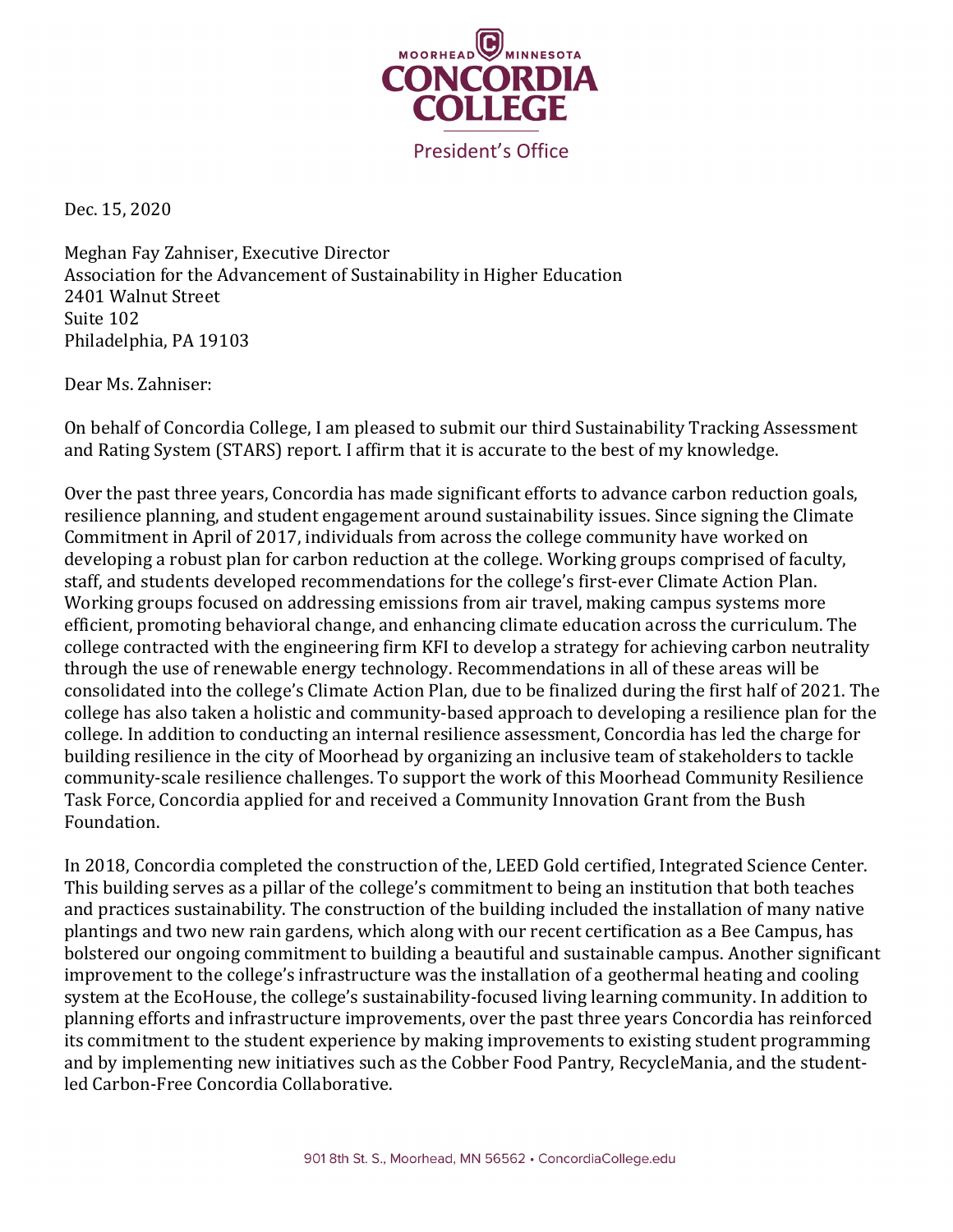MOORHEAD MINNESOTA
CONCORDIA COLLEGE
President's Office

Dec. 15, 2020

Meghan Fay Zahniser, Executive Director
Association for the Advancement of Sustainability in Higher Education
2401 Walnut Street
Suite 102
Philadelphia, PA 19103

Dear Ms. Zahniser:

On behalf of Concordia College, I am pleased to submit our third Sustainability Tracking Assessment and Rating System (STARS) report. I affirm that it is accurate to the best of my knowledge.

Over the past three years, Concordia has made significant efforts to advance carbon reduction goals, resilience planning, and student engagement around sustainability issues. Since signing the Climate Commitment in April of 2017, individuals from across the college community have worked on developing a robust plan for carbon reduction at the college. Working groups comprised of faculty, staff, and students developed recommendations for the college's first-ever Climate Action Plan. Working groups focused on addressing emissions from air travel, making campus systems more efficient, promoting behavioral change, and enhancing climate education across the curriculum. The college contracted with the engineering firm KFI to develop a strategy for achieving carbon neutrality through the use of renewable energy technology. Recommendations in all of these areas will be consolidated into the college's Climate Action Plan, due to be finalized during the first half of 2021. The college has also taken a holistic and community-based approach to developing a resilience plan for the college. In addition to conducting an internal resilience assessment, Concordia has led the charge for building resilience in the city of Moorhead by organizing an inclusive team of stakeholders to tackle community-scale resilience challenges. To support the work of this Moorhead Community Resilience Task Force, Concordia applied for and received a Community Innovation Grant from the Bush Foundation.

In 2018, Concordia completed the construction of the, LEED Gold certified, Integrated Science Center. This building serves as a pillar of the college's commitment to being an institution that both teaches and practices sustainability. The construction of the building included the installation of many native plantings and two new rain gardens, which along with our recent certification as a Bee Campus, has bolstered our ongoing commitment to building a beautiful and sustainable campus. Another significant improvement to the college's infrastructure was the installation of a geothermal heating and cooling system at the EcoHouse, the college's sustainability-focused living learning community. In addition to planning efforts and infrastructure improvements, over the past three years Concordia has reinforced its commitment to the student experience by making improvements to existing student programming and by implementing new initiatives such as the Cobber Food Pantry, RecycleMania, and the student-led Carbon-Free Concordia Collaborative.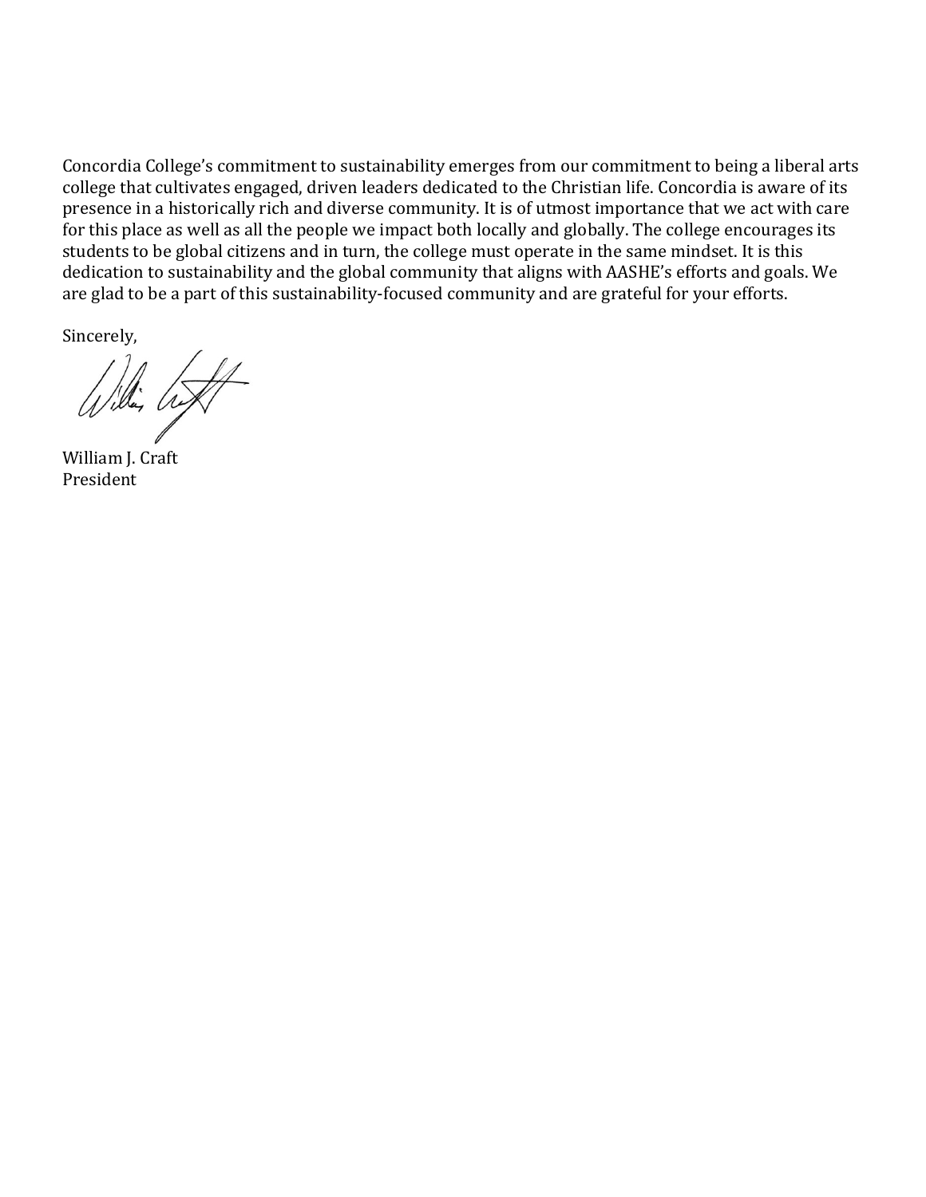Concordia College's commitment to sustainability emerges from our commitment to being a liberal arts college that cultivates engaged, driven leaders dedicated to the Christian life. Concordia is aware of its presence in a historically rich and diverse community. It is of utmost importance that we act with care for this place as well as all the people we impact both locally and globally. The college encourages its students to be global citizens and in turn, the college must operate in the same mindset. It is this dedication to sustainability and the global community that aligns with AASHE's efforts and goals. We are glad to be a part of this sustainability-focused community and are grateful for your efforts.

Sincerely,

William J. Craft
President